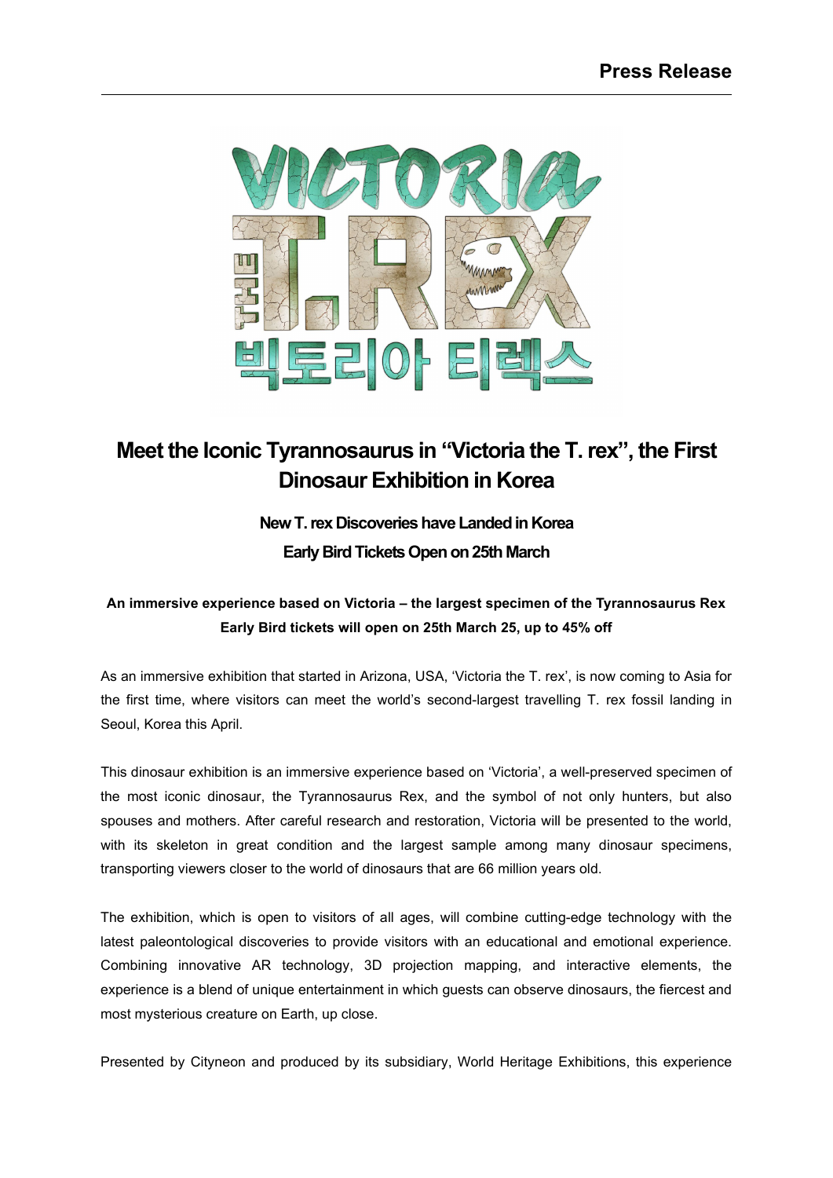**Press Release**

# Meet the Iconic Tyrannosaurus in “Victoria the T. rex”, the First Dinosaur Exhibition in Korea

### New T. rex Discoveries have Landed in Korea
### Early Bird Tickets Open on 25th March

**An immersive experience based on Victoria – the largest specimen of the Tyrannosaurus Rex**
**Early Bird tickets will open on 25th March 25, up to 45% off**

As an immersive exhibition that started in Arizona, USA, ‘Victoria the T. rex’, is now coming to Asia for the first time, where visitors can meet the world’s second-largest travelling T. rex fossil landing in Seoul, Korea this April.

This dinosaur exhibition is an immersive experience based on ‘Victoria’, a well-preserved specimen of the most iconic dinosaur, the Tyrannosaurus Rex, and the symbol of not only hunters, but also spouses and mothers. After careful research and restoration, Victoria will be presented to the world, with its skeleton in great condition and the largest sample among many dinosaur specimens, transporting viewers closer to the world of dinosaurs that are 66 million years old.

The exhibition, which is open to visitors of all ages, will combine cutting-edge technology with the latest paleontological discoveries to provide visitors with an educational and emotional experience. Combining innovative AR technology, 3D projection mapping, and interactive elements, the experience is a blend of unique entertainment in which guests can observe dinosaurs, the fiercest and most mysterious creature on Earth, up close.

Presented by Cityneon and produced by its subsidiary, World Heritage Exhibitions, this experience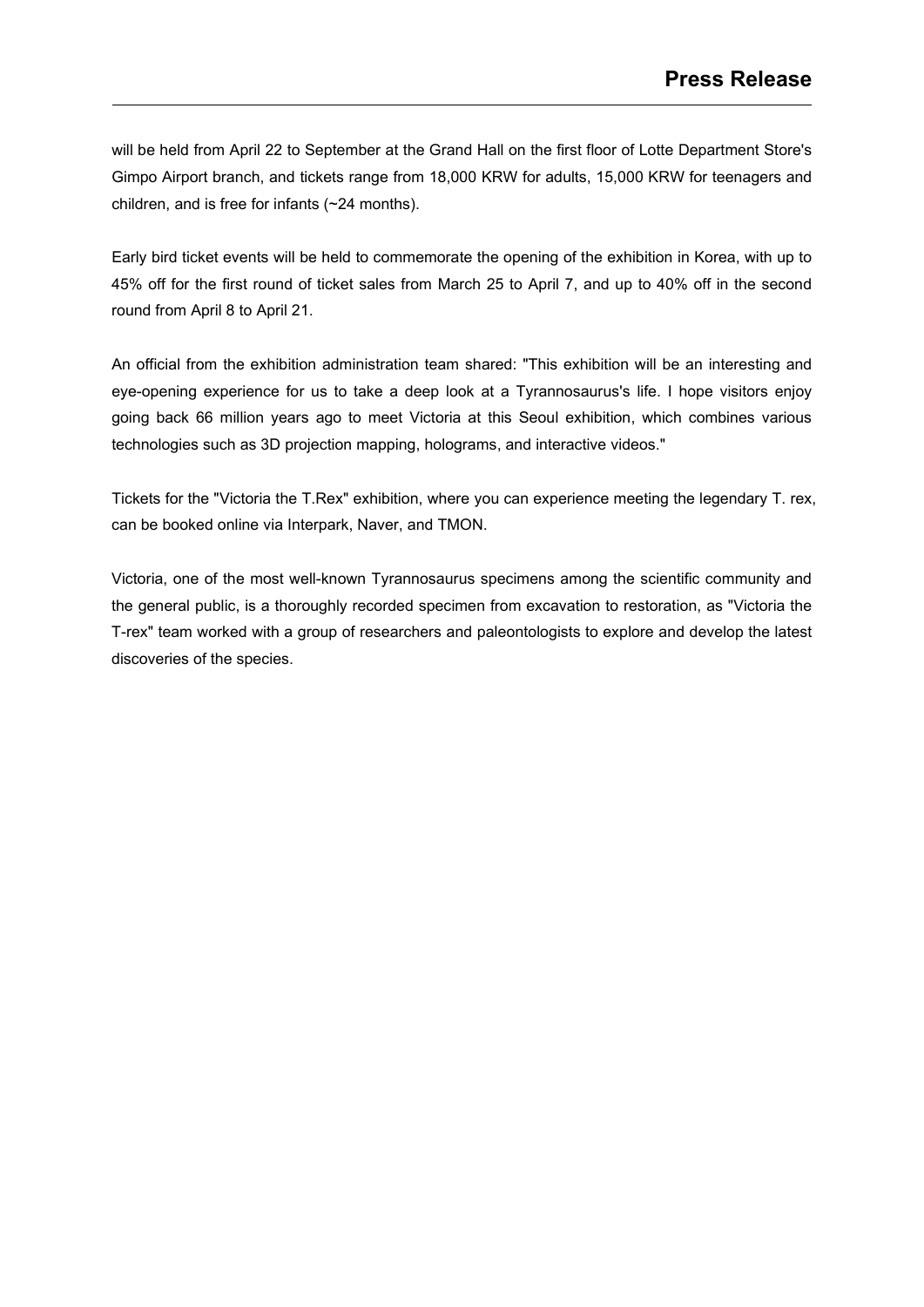will be held from April 22 to September at the Grand Hall on the first floor of Lotte Department Store's Gimpo Airport branch, and tickets range from 18,000 KRW for adults, 15,000 KRW for teenagers and children, and is free for infants (~24 months).

Early bird ticket events will be held to commemorate the opening of the exhibition in Korea, with up to 45% off for the first round of ticket sales from March 25 to April 7, and up to 40% off in the second round from April 8 to April 21.

An official from the exhibition administration team shared: "This exhibition will be an interesting and eye-opening experience for us to take a deep look at a Tyrannosaurus's life. I hope visitors enjoy going back 66 million years ago to meet Victoria at this Seoul exhibition, which combines various technologies such as 3D projection mapping, holograms, and interactive videos."

Tickets for the "Victoria the T.Rex" exhibition, where you can experience meeting the legendary T. rex, can be booked online via Interpark, Naver, and TMON.

Victoria, one of the most well-known Tyrannosaurus specimens among the scientific community and the general public, is a thoroughly recorded specimen from excavation to restoration, as "Victoria the T-rex" team worked with a group of researchers and paleontologists to explore and develop the latest discoveries of the species.